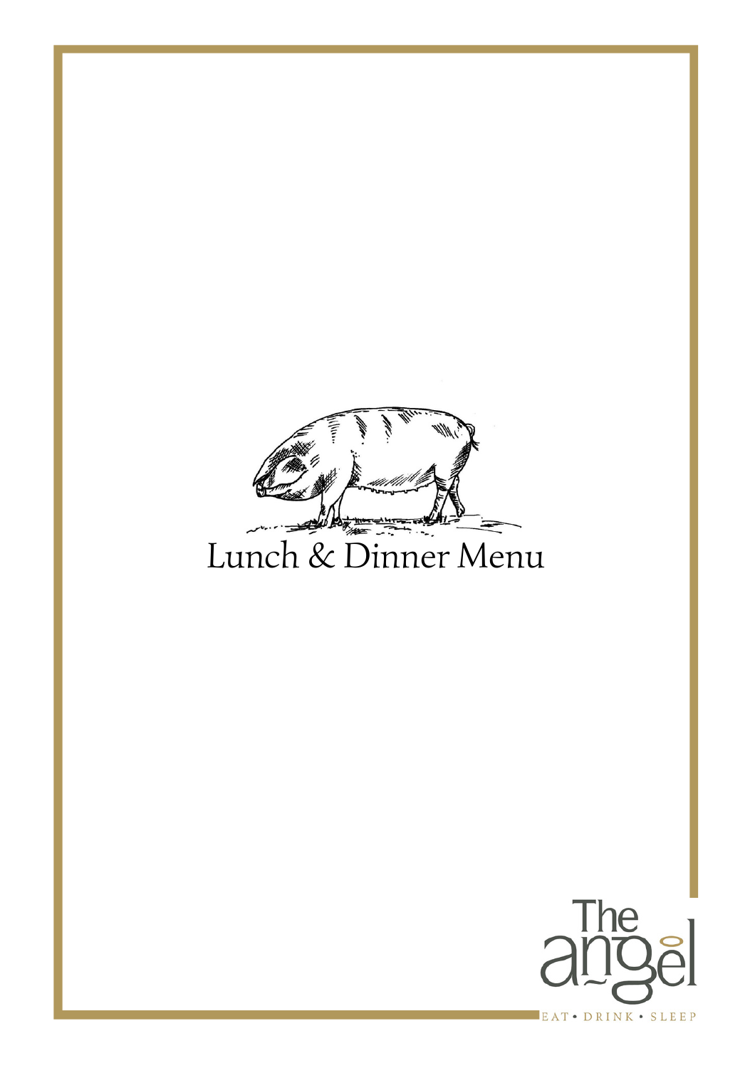# Lunch & Dinner Menu

The angel

EAT • DRINK • SLEEP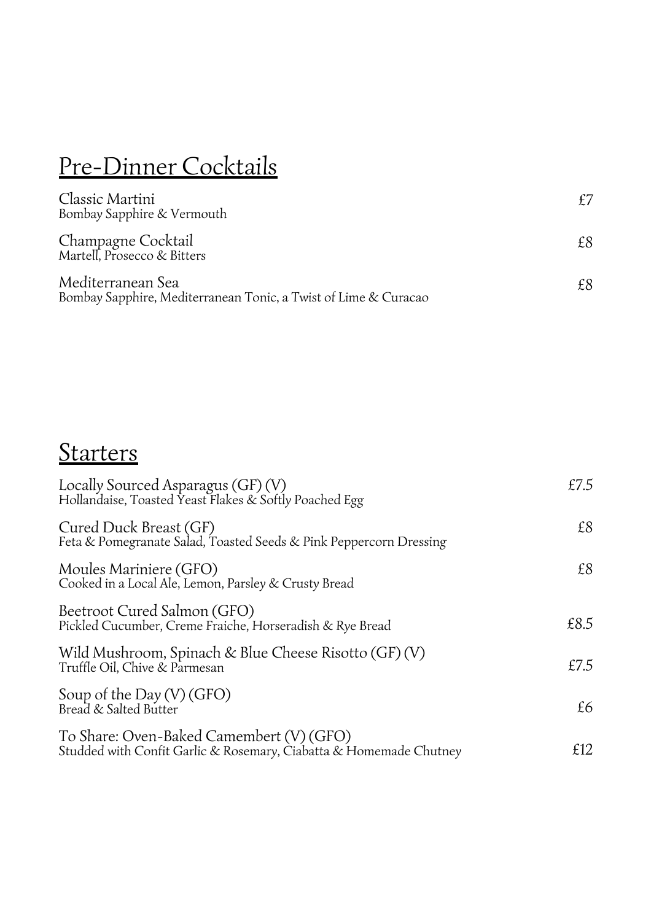## Pre-Dinner Cocktails

| | |
|---|---|
| Classic Martini<br>Bombay Sapphire & Vermouth | £7 |
| Champagne Cocktail<br>Martell, Prosecco & Bitters | £8 |
| Mediterranean Sea<br>Bombay Sapphire, Mediterranean Tonic, a Twist of Lime & Curacao | £8 |

## Starters

| | |
|---|---|
| Locally Sourced Asparagus (GF) (V)<br>Hollandaise, Toasted Yeast Flakes & Softly Poached Egg | £7.5 |
| Cured Duck Breast (GF)<br>Feta & Pomegranate Salad, Toasted Seeds & Pink Peppercorn Dressing | £8 |
| Moules Mariniere (GFO)<br>Cooked in a Local Ale, Lemon, Parsley & Crusty Bread | £8 |
| Beetroot Cured Salmon (GFO)<br>Pickled Cucumber, Creme Fraiche, Horseradish & Rye Bread | £8.5 |
| Wild Mushroom, Spinach & Blue Cheese Risotto (GF) (V)<br>Truffle Oil, Chive & Parmesan | £7.5 |
| Soup of the Day (V) (GFO)<br>Bread & Salted Butter | £6 |
| To Share: Oven-Baked Camembert (V) (GFO)<br>Studded with Confit Garlic & Rosemary, Ciabatta & Homemade Chutney | £12 |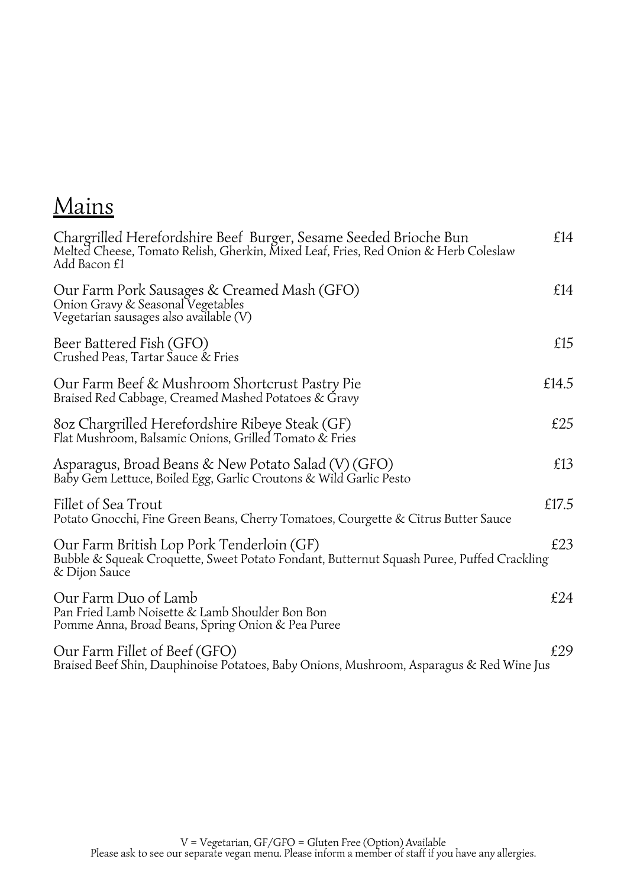## Mains

**Chargrilled Herefordshire Beef Burger, Sesame Seeded Brioche Bun** — £14
Melted Cheese, Tomato Relish, Gherkin, Mixed Leaf, Fries, Red Onion & Herb Coleslaw
Add Bacon £1

**Our Farm Pork Sausages & Creamed Mash (GFO)** — £14
Onion Gravy & Seasonal Vegetables
Vegetarian sausages also available (V)

**Beer Battered Fish (GFO)** — £15
Crushed Peas, Tartar Sauce & Fries

**Our Farm Beef & Mushroom Shortcrust Pastry Pie** — £14.5
Braised Red Cabbage, Creamed Mashed Potatoes & Gravy

**8oz Chargrilled Herefordshire Ribeye Steak (GF)** — £25
Flat Mushroom, Balsamic Onions, Grilled Tomato & Fries

**Asparagus, Broad Beans & New Potato Salad (V) (GFO)** — £13
Baby Gem Lettuce, Boiled Egg, Garlic Croutons & Wild Garlic Pesto

**Fillet of Sea Trout** — £17.5
Potato Gnocchi, Fine Green Beans, Cherry Tomatoes, Courgette & Citrus Butter Sauce

**Our Farm British Lop Pork Tenderloin (GF)** — £23
Bubble & Squeak Croquette, Sweet Potato Fondant, Butternut Squash Puree, Puffed Crackling & Dijon Sauce

**Our Farm Duo of Lamb** — £24
Pan Fried Lamb Noisette & Lamb Shoulder Bon Bon
Pomme Anna, Broad Beans, Spring Onion & Pea Puree

**Our Farm Fillet of Beef (GFO)** — £29
Braised Beef Shin, Dauphinoise Potatoes, Baby Onions, Mushroom, Asparagus & Red Wine Jus

V = Vegetarian, GF/GFO = Gluten Free (Option) Available
Please ask to see our separate vegan menu. Please inform a member of staff if you have any allergies.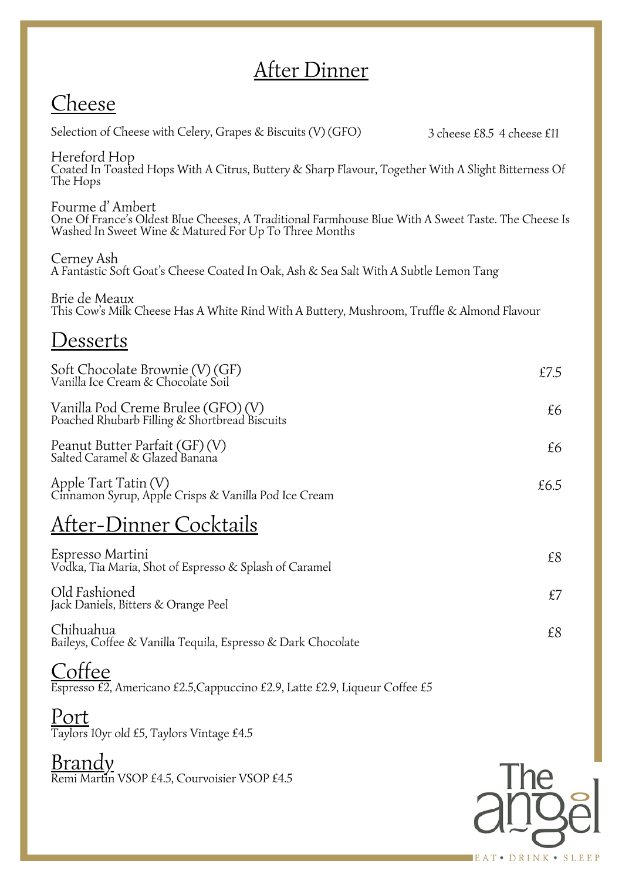# After Dinner

## Cheese

Selection of Cheese with Celery, Grapes & Biscuits (V) (GFO) — 3 cheese £8.5 4 cheese £11

Hereford Hop
Coated In Toasted Hops With A Citrus, Buttery & Sharp Flavour, Together With A Slight Bitterness Of The Hops

Fourme d' Ambert
One Of France's Oldest Blue Cheeses, A Traditional Farmhouse Blue With A Sweet Taste. The Cheese Is Washed In Sweet Wine & Matured For Up To Three Months

Cerney Ash
A Fantastic Soft Goat's Cheese Coated In Oak, Ash & Sea Salt With A Subtle Lemon Tang

Brie de Meaux
This Cow's Milk Cheese Has A White Rind With A Buttery, Mushroom, Truffle & Almond Flavour

## Desserts

Soft Chocolate Brownie (V) (GF) — £7.5
Vanilla Ice Cream & Chocolate Soil

Vanilla Pod Creme Brulee (GFO) (V) — £6
Poached Rhubarb Filling & Shortbread Biscuits

Peanut Butter Parfait (GF) (V) — £6
Salted Caramel & Glazed Banana

Apple Tart Tatin (V) — £6.5
Cinnamon Syrup, Apple Crisps & Vanilla Pod Ice Cream

## After-Dinner Cocktails

Espresso Martini — £8
Vodka, Tia Maria, Shot of Espresso & Splash of Caramel

Old Fashioned — £7
Jack Daniels, Bitters & Orange Peel

Chihuahua — £8
Baileys, Coffee & Vanilla Tequila, Espresso & Dark Chocolate

## Coffee

Espresso £2, Americano £2.5,Cappuccino £2.9, Latte £2.9, Liqueur Coffee £5

## Port

Taylors 10yr old £5, Taylors Vintage £4.5

## Brandy

Remi Martin VSOP £4.5, Courvoisier VSOP £4.5

The angel
EAT • DRINK • SLEEP